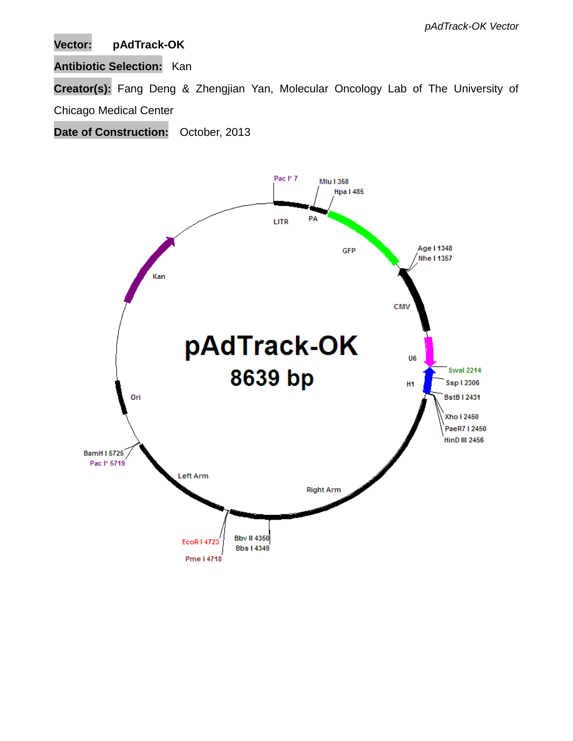**Vector:** **pAdTrack-OK**

**Antibiotic Selection:** Kan

**Creator(s):** Fang Deng & Zhengjian Yan, Molecular Oncology Lab of The University of Chicago Medical Center

**Date of Construction:** October, 2013

pAdTrack-OK
8639 bp

Pac I* 7
Mlu I 358
Hpa I 485
LITR
PA
GFP
Age I 1348
Nhe I 1357
CMV
U6
SwaI 2214
H1
Ssp I 2306
BstB I 2431
Xho I 2450
PaeR7 I 2450
HinD III 2456
Right Arm
Bbv II 4350
Bbs I 4349
EcoR I 4723
Pme I 4718
Left Arm
BamH I 5725
Pac I* 5719
Ori
Kan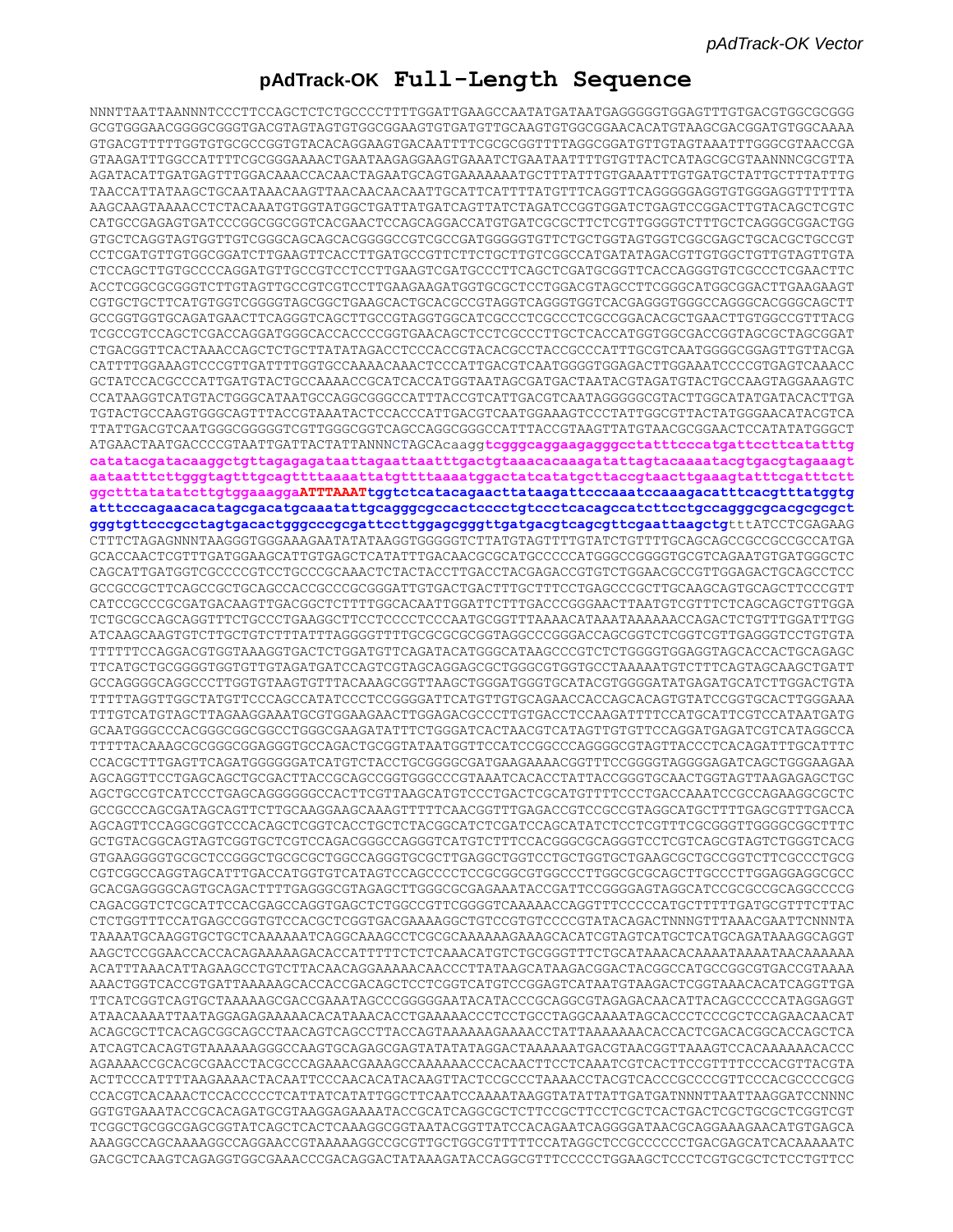# pAdTrack-OK Full-Length Sequence

```
NNNTTAATTAANNNTCCCTTCCAGCTCTCTGCCCCTTTTGGATTGAAGCCAATATGATAATGAGGGGGTGGAGTTTGTGACGTGGCGCGGG
GCGTGGGAACGGGGCGGGTGACGTAGTAGTGTGGCGGAAGTGTGATGTTGCAAGTGTGGCGGAACACATGTAAGCGACGGATGTGGCAAAA
GTGACGTTTTTGGTGTGCGCCGGTGTACACAGGAAGTGACAATTTTCGCGCGGTTTTAGGCGGATGTTGTAGTAAATTTGGGCGTAACCGA
GTAAGATTTGGCCATTTTCGCGGGAAAACTGAATAAGAGGAAGTGAAATCTGAATAATTTTGTGTTACTCATAGCGCGTAANNNCGCGTTA
AGATACATTGATGAGTTTGGACAAACCACAACTAGAATGCAGTGAAAAAAATGCTTTATTTGTGAAATTTGTGATGCTATTGCTTTATTTG
TAACCATTATAAGCTGCAATAAACAAGTTAACAACAACAATTGCATTCATTTTATGTTTCAGGTTCAGGGGGAGGTGTGGGAGGTTTTTTA
AAGCAAGTAAAACCTCTACAAATGTGGTATGGCTGATTATGATCAGTTATCTAGATCCGGTGGATCTGAGTCCGGACTTGTACAGCTCGTC
CATGCCGAGAGTGATCCCGGCGGCGGTCACGAACTCCAGCAGGACCATGTGATCGCGCTTCTCGTTGGGGTCTTTGCTCAGGGCGGACTGG
GTGCTCAGGTAGTGGTTGTCGGGCAGCAGCACGGGGCCGTCGCCGATGGGGGTGTTCTGCTGGTAGTGGTCGGCGAGCTGCACGCTGCCGT
CCTCGATGTTGTGGCGGATCTTGAAGTTCACCTTGATGCCGTTCTTCTGCTTGTCGGCCATGATATAGACGTTGTGGCTGTTGTAGTTGTA
CTCCAGCTTGTGCCCCAGGATGTTGCCGTCCTCCTTGAAGTCGATGCCCTTCAGCTCGATGCGGTTCACCAGGGTGTCGCCCTCGAACTTC
ACCTCGGCGCGGGTCTTGTAGTTGCCGTCGTCCTTGAAGAAGATGGTGCGCTCCTGGACGTAGCCTTCGGGCATGGCGGACTTGAAGAAGT
CGTGCTGCTTCATGTGGTCGGGGTAGCGGCTGAAGCACTGCACGCCGTAGGTCAGGGTGGTCACGAGGGTGGGCCAGGGCACGGGCAGCTT
GCCGGTGGTGCAGATGAACTTCAGGGTCAGCTTGCCGTAGGTGGCATCGCCCTCGCCCTCGCCGGACACGCTGAACTTGTGGCCGTTTACG
TCGCCGTCCAGCTCGACCAGGATGGGCACCACCCCGGTGAACAGCTCCTCGCCCTTGCTCACCATGGTGGCGACCGGTAGCGCTAGCGGAT
CTGACGGTTCACTAAACCAGCTCTGCTTATATAGACCTCCCACCGTACACGCCTACCGCCCATTTGCGTCAATGGGGCGGAGTTGTTACGA
CATTTTGGAAAGTCCCGTTGATTTTGGTGCCAAAACAAACTCCCATTGACGTCAATGGGGTGGAGACTTGGAAATCCCCGTGAGTCAAACC
GCTATCCACGCCCATTGATGTACTGCCAAAACCGCATCACCATGGTAATAGCGATGACTAATACGTAGATGTACTGCCAAGTAGGAAAGTC
CCATAAGGTCATGTACTGGGCATAATGCCAGGCGGGCCATTTACCGTCATTGACGTCAATAGGGGGCGTACTTGGCATATGATACACTTGA
TGTACTGCCAAGTGGGCAGTTTACCGTAAATACTCCACCCATTGACGTCAATGGAAAGTCCCTATTGGCGTTACTATGGGAACATACGTCA
TTATTGACGTCAATGGGCGGGGGTCGTTGGGCGGTCAGCCAGGCGGGCCATTTACCGTAAGTTATGTAACGCGGAACTCCATATATGGGCT
ATGAACTAATGACCCCGTAATTGATTACTATTANNNCTAGCAcaaggtcgggcaggaagagggcctatttcccatgattccttcatatttg
catatacgatacaaggctgttagagagataattagaattaatttgactgtaaacacaaagatattagtacaaaatacgtgacgtagaaagt
aataatttcttgggtagtttgcagttttaaaattatgttttaaaatggactatcatatgcttaccgtaacttgaaagtatttcgatttctt
ggctttatatatcttgtggaaaggaATTTAAATtggtctcatacagaacttataagattcccaaatccaaagacatttcacgtttatggtg
atttcccagaacacatagcgacatgcaaatattgcagggcgccactcccctgtccctcacagccatcttcctgccagggcgcacgcgcgct
gggtgttcccgcctagtgacactgggcccgcgattccttggagcgggttgatgacgtcagcgttcgaattaagctgtttATCCTCGAGAAG
CTTTCTAGAGNNNTAAGGGTGGGAAAGAATATATAAGGTGGGGGTCTTATGTAGTTTTGTATCTGTTTTGCAGCAGCCGCCGCCGCCATGA
GCACCAACTCGTTTGATGGAAGCATTGTGAGCTCATATTTGACAACGCGCATGCCCCCATGGGCCGGGGTGCGTCAGAATGTGATGGGCTC
CAGCATTGATGGTCGCCCCGTCCTGCCCGCAAACTCTACTACCTTGACCTACGAGACCGTGTCTGGAACGCCGTTGGAGACTGCAGCCTCC
GCCGCCGCTTCAGCCGCTGCAGCCACCGCCCGCGGGATTGTGACTGACTTTGCTTTCCTGAGCCCGCTTGCAAGCAGTGCAGCTTCCCGTT
CATCCGCCCGCGATGACAAGTTGACGGCTCTTTTGGCACAATTGGATTCTTTGACCCGGGAACTTAATGTCGTTTCTCAGCAGCTGTTGGA
TCTGCGCCAGCAGGTTTCTGCCCTGAAGGCTTCCTCCCCTCCCAATGCGGTTTAAAACATAAATAAAAAAACCAGACTCTGTTTGGATTTGG
ATCAAGCAAGTGTCTTGCTGTCTTTATTTAGGGGTTTTGCGCGCGCGGTAGGCCCGGGACCAGCGGTCTCGGTCGTTGAGGGTCCTGTGTA
TTTTTTCCAGGACGTGGTAAAGGTGACTCTGGATGTTCAGATACATGGGCATAAGCCCGTCTCTGGGGTGGAGGTAGCACCACTGCAGAGC
TTCATGCTGCGGGGTGGTGTTGTAGATGATCCAGTCGTAGCAGGAGCGCTGGGCGTGGTGCCTAAAAATGTCTTTCAGTAGCAAGCTGATT
GCCAGGGGCAGGCCCTTGGTGTAAGTGTTTACAAAGCGGTTAAGCTGGGATGGGTGCATACGTGGGGATATGAGATGCATCTTGGACTGTA
TTTTTAGGTTGGCTATGTTCCCAGCCATATCCCTCCGGGGATTCATGTTGTGCAGAACCACCAGCACAGTGTATCCGGTGCACTTGGGAAA
TTTGTCATGTAGCTTAGAAGGAAATGCGTGGAAGAACTTGGAGACGCCCTTGTGACCTCCAAGATTTTCCATGCATTCGTCCATAATGATG
GCAATGGGCCCACGGGCGGCGGCCTGGGCGAAGATATTTCTGGGATCACTAACGTCATAGTTGTGTTCCAGGATGAGATCGTCATAGGCCA
TTTTTACAAAGCGCGGGCGGAGGGTGCCAGACTGCGGTATAATGGTTCCATCCGGCCCAGGGGCGTAGTTACCCTCACAGATTTGCATTTC
CCACGCTTTGAGTTCAGATGGGGGGATCATGTCTACCTGCGGGGCGATGAAGAAAACGGTTTCCGGGGTAGGGGAGATCAGCTGGGAAGAA
AGCAGGTTCCTGAGCAGCTGCGACTTACCGCAGCCGGTGGGCCCGTAAATCACACCTATTACCGGGTGCAACTGGTAGTTAAGAGAGCTGC
AGCTGCCGTCATCCCTGAGCAGGGGGGCCACTTCGTTAAGCATGTCCCTGACTCGCATGTTTTCCCTGACCAAATCCGCCAGAAGGCGCTC
GCCGCCCAGCGATAGCAGTTCTTGCAAGGAAGCAAAGTTTTTCAACGGTTTGAGACCGTCCGCCGTAGGCATGCTTTTGAGCGTTTGACCA
AGCAGTTCCAGGCGGTCCCACAGCTCGGTCACCTGCTCTACGGCATCTCGATCCAGCATATCTCCTCGTTTCGCGGGTTGGGGCGGCTTTC
GCTGTACGGCAGTAGTCGGTGCTCGTCCAGACGGGCCAGGGTCATGTCTTTCCACGGGCGCAGGGTCCTCGTCAGCGTAGTCTGGGTCACG
GTGAAGGGGTGCGCTCCGGGCTGCGCGCTGGCCAGGGTGCGCTTGAGGCTGGTCCTGCTGGTGCTGAAGCGCTGCCGGTCTTCGCCCTGCG
CGTCGGCCAGGTAGCATTTGACCATGGTGTCATAGTCCAGCCCCTCCGCGGCGTGGCCCTTGGCGCGCAGCTTGCCCTTGGAGGAGGCGCC
GCACGAGGGGCAGTGCAGACTTTTGAGGGCGTAGAGCTTGGGCGCGAGAAATACCGATTCCGGGGAGTAGGCATCCGCGCCGCAGGCCCCG
CAGACGGTCTCGCATTCCACGAGCCAGGTGAGCTCTGGCCGTTCGGGGTCAAAAACCAGGTTTCCCCCATGCTTTTTGATGCGTTTCTTAC
CTCTGGTTTCCATGAGCCGGTGTCCACGCTCGGTGACGAAAAGGCTGTCCGTGTCCCCGTATACAGACTNNNGTTTAAACGAATTCNNNTA
TAAAATGCAAGGTGCTGCTCAAAAAATCAGGCAAAGCCTCGCGCAAAAAAGAAAGCACATCGTAGTCATGCTCATGCAGATAAAGGCAGGT
AAGCTCCGGAACCACCACAGAAAAAGACACCATTTTTCTCTCAAACATGTCTGCGGGTTTCTGCATAAACACAAAATAAAATAACAAAAAA
ACATTTAAACATTAGAAGCCTGTCTTACAACAGGAAAAACAACCCTTATAAGCATAAGACGGACTACGGCCATGCCGGCGTGACCGTAAAA
AAACTGGTCACCGTGATTAAAAAGCACCACCGACAGCTCCTCGGTCATGTCCGGAGTCATAATGTAAGACTCGGTAAACACATCAGGTTGA
TTCATCGGTCAGTGCTAAAAAGCGACCGAAATAGCCCGGGGGAATACATACCCGCAGGCGTAGAGACAACATTACAGCCCCCATAGGAGGT
ATAACAAAATTAATAGGAGAGAAAAACACATAAACACCTGAAAAACCCTCCTGCCTAGGCAAAATAGCACCCTCCCGCTCCAGAACAACAT
ACAGCGCTTCACAGCGGCAGCCTAACAGTCAGCCTTACCAGTAAAAAAGAAAACCTATTAAAAAAACACCACTCGACACGGCACCAGCTCA
ATCAGTCACAGTGTAAAAAAGGGCCAAGTGCAGAGCGAGTATATATAGGACTAAAAAATGACGTAACGGTTAAAGTCCACAAAAAAACACCC
AGAAAACCGCACGCGAACCTACGCCCAGAAACGAAAGCCAAAAAACCCACAACTTCCTCAAATCGTCACTTCCGTTTTCCCACGTTACGTA
ACTTCCCATTTTAAGAAAACTACAATTCCCAACACATACAAGTTACTCCGCCCTAAAACCTACGTCACCCGCCCCGTTCCCACGCCCCGCG
CCACGTCACAAACTCCACCCCCTCATTATCATATTGGCTTCAATCCAAAATAAGGTATATTATTGATGATNNNTTAATTAAGGATCCNNNC
GGTGTGAAATACCGCACAGATGCGTAAGGAGAAAATACCGCATCAGGCGCTCTTCCGCTTCCTCGCTCACTGACTCGCTGCGCTCGGTCGT
TCGGCTGCGGCGAGCGGTATCAGCTCACTCAAAGGCGGTAATACGGTTATCCACAGAATCAGGGGATAACGCAGGAAAGAACATGTGAGCA
AAAGGCCAGCAAAAGGCCAGGAACCGTAAAAAGGCCGCGTTGCTGGCGTTTTTCCATAGGCTCCGCCCCCCTGACGAGCATCACAAAAATC
GACGCTCAAGTCAGAGGTGGCGAAACCCGACAGGACTATAAAGATACCAGGCGTTTCCCCCTGGAAGCTCCCTCGTGCGCTCTCCTGTTCC
```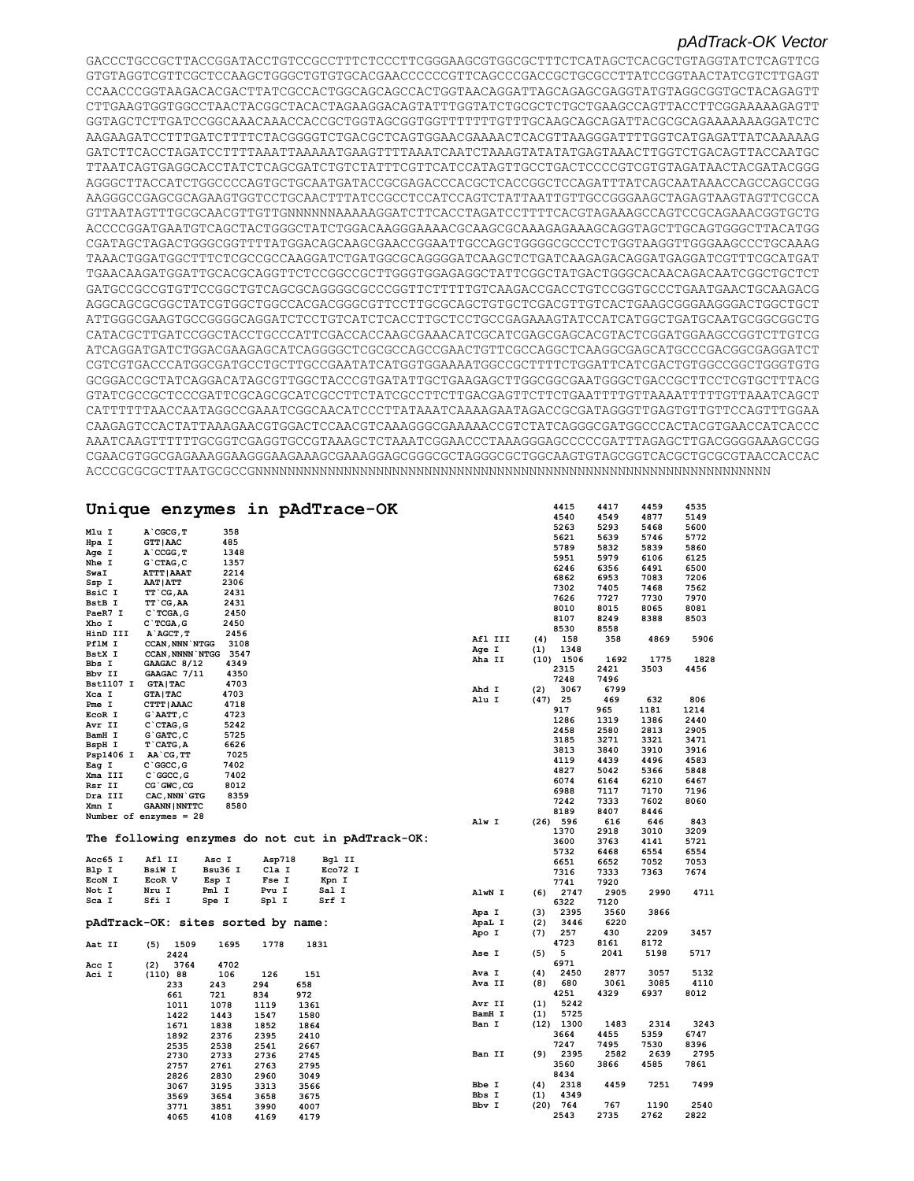```
GACCCTGCCGCTTACCGGATACCTGTCCGCCTTTCTCCCTTCGGGAAGCGTGGCGCTTTCTCATAGCTCACGCTGTAGGTATCTCAGTTCG
GTGTAGGTCGTTCGCTCCAAGCTGGGCTGTGTGCACGAACCCCCCGTTCAGCCCGACCGCTGCGCCTTATCCGGTAACTATCGTCTTGAGT
CCAACCCGGTAAGACACGACTTATCGCCACTGGCAGCAGCCACTGGTAACAGGATTAGCAGAGCGAGGTATGTAGGCGGTGCTACAGAGTT
CTTGAAGTGGTGGCCTAACTACGGCTACACTAGAAGGACAGTATTTGGTATCTGCGCTCTGCTGAAGCCAGTTACCTTCGGAAAAAGAGTT
GGTAGCTCTTGATCCGGCAAACAAACCACCGCTGGTAGCGGTGGTTTTTTTGTTTGCAAGCAGCAGATTACGCGCAGAAAAAAAGGATCTC
AAGAAGATCCTTTGATCTTTTCTACGGGGTCTGACGCTCAGTGGAACGAAAACTCACGTTAAGGGATTTTGGTCATGAGATTATCAAAAAG
GATCTTCACCTAGATCCTTTTAAATTAAAAATGAAGTTTTAAATCAATCTAAAGTATATATGAGTAAACTTGGTCTGACAGTTACCAATGC
TTAATCAGTGAGGCACCTATCTCAGCGATCTGTCTATTTCGTTCATCCATAGTTGCCTGACTCCCCGTCGTGTAGATAACTACGATACGG
AGGGCTTACCATCTGGCCCCAGTGCTGCAATGATACCGCGAGACCCACGCTCACCGGCTCCAGATTTATCAGCAATAAACCAGCCAGCCGG
AAGGGCCGAGCGCAGAAGTGGTCCTGCAACTTTATCCGCCTCCATCCAGTCTATTAATTGTTGCCGGGAAGCTAGAGTAAGTAGTTCGCCA
GTTAATAGTTTGCGCAACGTTGTTGNNNNNNAAAAAGGATCTTCACCTAGATCCTTTTCACGTAGAAAGCCAGTCCGCAGAAACGGTGCTG
ACCCCGGATGAATGTCAGCTACTGGGCTATCTGGACAAGGGAAAACGCAAGCGCAAAGAGAAAGCAGGTAGCTTGCAGTGGGCTTACATGG
CGATAGCTAGACTGGGCGGTTTTATGGACAGCAAGCGAACCGGAATTGCCAGCTGGGGCGCCCTCTGGTAAGGTTGGGAAGCCCTGCAAAG
TAAACTGGATGGCTTTCTCGCCGCCAAGGATCTGATGGCGCAGGGGATCAAGCTCTGATCAAGAGACAGGATGAGGATCGTTTCGCATGAT
TGAACAAGATGGATTGCACGCAGGTTCTCCGGCCGCTTGGGTGGAGAGGCTATTCGGCTATGACTGGGCACAACAGACAATCGGCTGCTCT
GATGCCGCCGTGTTCCGGCTGTCAGCGCAGGGGCGCCCGGTTCTTTTTGTCAAGACCGACCTGTCCGGTGCCCTGAATGAACTGCAAGACG
AGGCAGCGCGGCTATCGTGGCTGGCCACGACGGGCGTTCCTTGCGCAGCTGTGCTCGACGTTGTCACTGAAGCGGGAAGGGACTGGCTGCT
ATTGGGCGAAGTGCCGGGGCAGGATCTCCTGTCATCTCACCTTGCTCCTGCCGAGAAAGTATCCATCATGGCTGATGCAATGCGGCGGCTG
CATACGCTTGATCCGGCTACCTGCCCATTCGACCACCAAGCGAAACATCGCATCGAGCGAGCACGTACTCGGATGGAAGCCGGTCTTGTCG
ATCAGGATGATCTGGACGAAGAGCATCAGGGGCTCGCGCCAGCCGAACTGTTCGCCAGGCTCAAGGCGAGCATGCCCGACGGCGAGGATCT
CGTCGTGACCCATGGCGATGCCTGCTTGCCGAATATCATGGTGGAAAATGGCCGCTTTTCTGGATTCATCGACTGTGGCCGGCTGGGTGTG
GCGGACCGCTATCAGGACATAGCGTTGGCTACCCGTGATATTGCTGAAGAGCTTGGCGGCGAATGGGCTGACCGCTTCCTCGTGCTTTACG
GTATCGCCGCTCCCGATTCGCAGCGCATCGCCTTCTATCGCCTTCTTGACGAGTTCTTCTGAATTTTGTTAAAATTTTTGTTAAATCAGCT
CATTTTTTAACCAATAGGCCGAAATCGGCAACATCCCTTATAAATCAAAAGAATAGACCGCGATAGGGTTGAGTGTTGTTCCAGTTTGGAA
CAAGAGTCCACTATTAAAGAACGTGGACTCCAACGTCAAAGGGCGAAAAACCGTCTATCAGGGCGATGGCCCACTACGTGAACCATCACCC
AAATCAAGTTTTTTGCGGTCGAGGTGCCGTAAAGCTCTAAATCGGAACCCTAAAGGGAGCCCCCGATTTAGAGCTTGACGGGGAAAGCCGG
CGAACGTGGCGAGAAAGGAAGGGAAGAAAGCGAAAGGAGCGGGCGCTAGGGCGCTGGCAAGTGTAGCGGTCACGCTGCGCGTAACCACCAC
ACCCGCGCGCTTAATGCGCCGNNNNNNNNNNNNNNNNNNNNNNNNNNNNNNNNNNNNNNNNNNNNNNNNNNNNNNNNNNNNNNNNNNNNNN
```

## Unique enzymes in pAdTrace-OK

```
Mlu I       A`CGCG,T        358
Hpa I       GTT|AAC         485
Age I       A`CCGG,T        1348
Nhe I       G`CTAG,C        1357
SwaI        ATTT|AAAT       2214
Ssp I       AAT|ATT         2306
BsiC I      TT`CG,AA        2431
BstB I      TT`CG,AA        2431
PaeR7 I     C`TCGA,G        2450
Xho I       C`TCGA,G        2450
HinD III    A`AGCT,T        2456
PflM I      CCAN,NNN`NTGG   3108
BstX I      CCAN,NNNN`NTGG  3547
Bbs I       GAAGAC 8/12     4349
Bbv II      GAAGAC 7/11     4350
Bst1107 I   GTA|TAC         4703
Xca I       GTA|TAC         4703
Pme I       CTTT|AAAC       4718
EcoR I      G`AATT,C        4723
Avr II      C`CTAG,G        5242
BamH I      G`GATC,C        5725
BspH I      T`CATG,A        6626
Psp1406 I   AA`CG,TT        7025
Eag I       C`GGCC,G        7402
Xma III     C`GGCC,G        7402
Rsr II      CG`GWC,CG       8012
Dra III     CAC,NNN`GTG     8359
Xmn I       GAANN|NNTTC     8580
Number of enzymes = 28
```

### The following enzymes do not cut in pAdTrack-OK:

```
Acc65 I   Afl II   Asc I    Asp718   Bgl II
Blp I     BsiW I   Bsu36 I  Cla I    Eco72 I
EcoN I    EcoR V   Esp I    Fse I    Kpn I
Not I     Nru I    Pml I    Pvu I    Sal I
Sca I     Sfi I    Spe I    Spl I    Srf I
```

### pAdTrack-OK: sites sorted by name:

```
Aat II    (5)  1509   1695   1778   1831
               2424
Acc I     (2)  3764   4702
Aci I     (110) 88    106    126    151
               233    243    294    658
               661    721    834    972
               1011   1078   1119   1361
               1422   1443   1547   1580
               1671   1838   1852   1864
               1892   2376   2395   2410
               2535   2538   2541   2667
               2730   2733   2736   2745
               2757   2761   2763   2795
               2826   2830   2960   3049
               3067   3195   3313   3566
               3569   3654   3658   3675
               3771   3851   3990   4007
               4065   4108   4169   4179
               4415   4417   4459   4535
               4540   4549   4877   5149
               5263   5293   5468   5600
               5621   5639   5746   5772
               5789   5832   5839   5860
               5951   5979   6106   6125
               6246   6356   6491   6500
               6862   6953   7083   7206
               7302   7405   7468   7562
               7626   7727   7730   7970
               8010   8015   8065   8081
               8107   8249   8388   8503
               8530   8558
Afl III   (4)  158    358    4869   5906
Age I     (1)  1348
Aha II    (10) 1506   1692   1775   1828
               2315   2421   3503   4456
               7248   7496
Ahd I     (2)  3067   6799
Alu I     (47) 25     469    632    806
               917    965    1181   1214
               1286   1319   1386   2440
               2458   2580   2813   2905
               3185   3271   3321   3471
               3813   3840   3910   3916
               4119   4439   4496   4583
               4827   5042   5366   5848
               6074   6164   6210   6467
               6988   7117   7170   7196
               7242   7333   7602   8060
               8189   8407   8446
Alw I     (26) 596    616    646    843
               1370   2918   3010   3209
               3600   3763   4141   5721
               5732   6468   6554   6554
               6651   6652   7052   7053
               7316   7333   7363   7674
               7741   7920
AlwN I    (6)  2747   2905   2990   4711
               6322   7120
Apa I     (3)  2395   3560   3866
ApaL I    (2)  3446   6220
Apo I     (7)  257    430    2209   3457
               4723   8161   8172
Ase I     (5)  5      2041   5198   5717
               6971
Ava I     (4)  2450   2877   3057   5132
Ava II    (8)  680    3061   3085   4110
               4251   4329   6937   8012
Avr II    (1)  5242
BamH I    (1)  5725
Ban I     (12) 1300   1483   2314   3243
               3664   4455   5359   6747
               7247   7495   7530   8396
Ban II    (9)  2395   2582   2639   2795
               3560   3866   4585   7861
               8434
Bbe I     (4)  2318   4459   7251   7499
Bbs I     (1)  4349
Bbv I     (20) 764    767    1190   2540
               2543   2735   2762   2822
```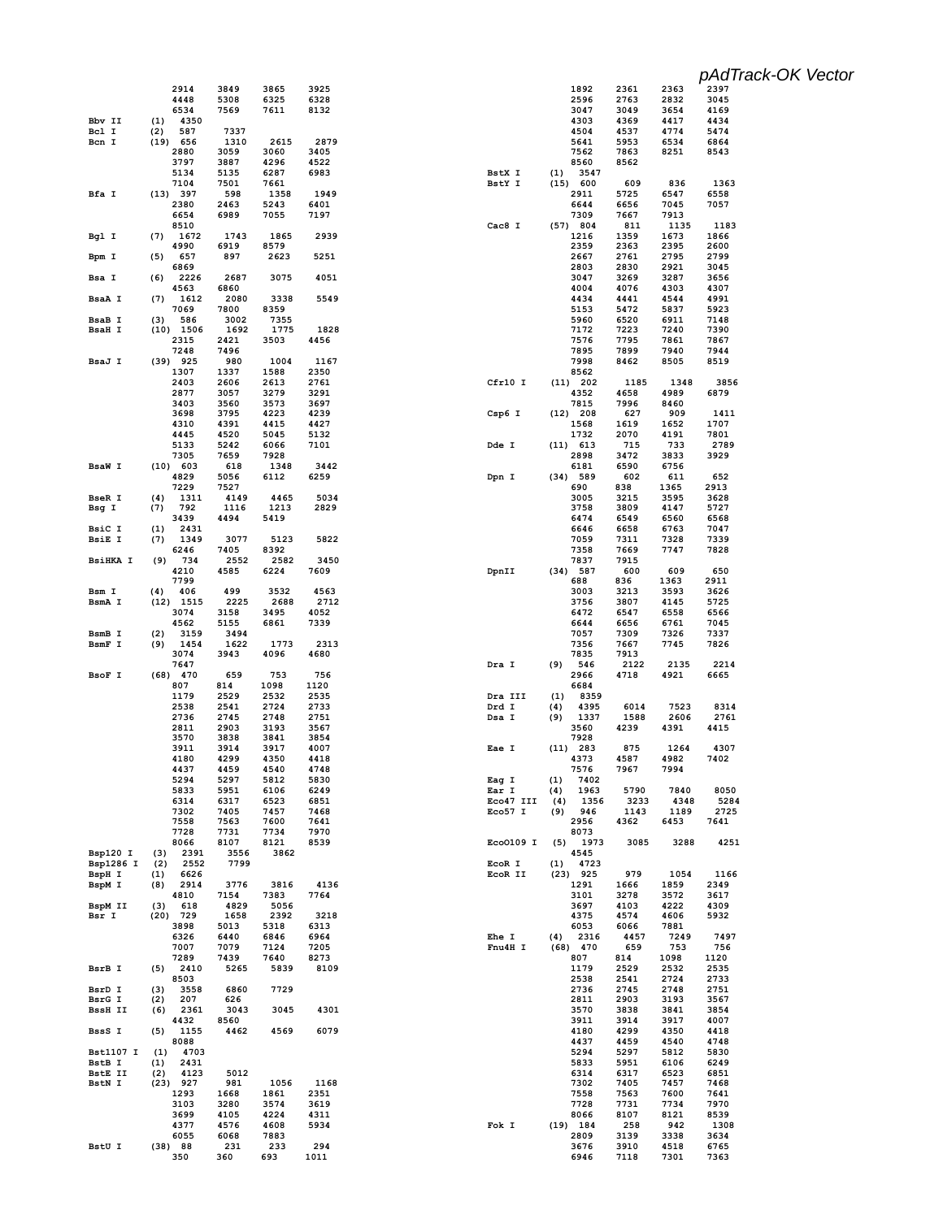*pAdTrack-OK Vector*

```
               2914    3849    3865    3925
               4448    5308    6325    6328
               6534    7569    7611    8132
Bbv II     (1)  4350
Bcl I      (2)  587     7337
Bcn I      (19) 656     1310    2615    2879
               2880    3059    3060    3405
               3797    3887    4296    4522
               5134    5135    6287    6983
               7104    7501    7661
Bfa I      (13) 397     598     1358    1949
               2380    2463    5243    6401
               6654    6989    7055    7197
               8510
Bgl I      (7)  1672    1743    1865    2939
               4990    6919    8579
Bpm I      (5)  657     897     2623    5251
               6869
Bsa I      (6)  2226    2687    3075    4051
               4563    6860
BsaA I     (7)  1612    2080    3338    5549
               7069    7800    8359
BsaB I     (3)  586     3002    7355
BsaH I     (10) 1506    1692    1775    1828
               2315    2421    3503    4456
               7248    7496
BsaJ I     (39) 925     980     1004    1167
               1307    1337    1588    2350
               2403    2606    2613    2761
               2877    3057    3279    3291
               3403    3560    3573    3697
               3698    3795    4223    4239
               4310    4391    4415    4427
               4445    4520    5045    5132
               5133    5242    6066    7101
               7305    7659    7928
BsaW I     (10) 603     618     1348    3442
               4829    5056    6112    6259
               7229    7527
BseR I     (4)  1311    4149    4465    5034
Bsg I      (7)  792     1116    1213    2829
               3439    4494    5419
BsiC I     (1)  2431
BsiE I     (7)  1349    3077    5123    5822
               6246    7405    8392
BsiHKA I   (9)  734     2552    2582    3450
               4210    4585    6224    7609
               7799
Bsm I      (4)  406     499     3532    4563
BsmA I     (12) 1515    2225    2688    2712
               3074    3158    3495    4052
               4562    5155    6861    7339
BsmB I     (2)  3159    3494
BsmF I     (9)  1454    1622    1773    2313
               3074    3943    4096    4680
               7647
BsoF I     (68) 470     659     753     756
               807     814     1098    1120
               1179    2529    2532    2535
               2538    2541    2724    2733
               2736    2745    2748    2751
               2811    2903    3193    3567
               3570    3838    3841    3854
               3911    3914    3917    4007
               4180    4299    4350    4418
               4437    4459    4540    4748
               5294    5297    5812    5830
               5833    5951    6106    6249
               6314    6317    6523    6851
               7302    7405    7457    7468
               7558    7563    7600    7641
               7728    7731    7734    7970
               8066    8107    8121    8539
Bsp120 I   (3)  2391    3556    3862
Bsp1286 I  (2)  2552    7799
BspH I     (1)  6626
BspM I     (8)  2914    3776    3816    4136
               4810    7154    7383    7764
BspM II    (3)  618     4829    5056
Bsr I      (20) 729     1658    2392    3218
               3898    5013    5318    6313
               6326    6440    6846    6964
               7007    7079    7124    7205
               7289    7439    7640    8273
BsrB I     (5)  2410    5265    5839    8109
               8503
BsrD I     (3)  3558    6860    7729
BsrG I     (2)  207     626
BssH II    (6)  2361    3043    3045    4301
               4432    8560
BssS I     (5)  1155    4462    4569    6079
               8088
Bst1107 I  (1)  4703
BstB I     (1)  2431
BstE II    (2)  4123    5012
BstN I     (23) 927     981     1056    1168
               1293    1668    1861    2351
               3103    3280    3574    3619
               3699    4105    4224    4311
               4377    4576    4608    5934
               6055    6068    7883
BstU I     (38) 88      231     233     294
               350     360     693     1011
               1892    2361    2363    2397
               2596    2763    2832    3045
               3047    3049    3654    4169
               4303    4369    4417    4434
               4504    4537    4774    5474
               5641    5953    6534    6864
               7562    7863    8251    8543
               8560    8562
BstX I     (1)  3547
BstY I     (15) 600     609     836     1363
               2911    5725    6547    6558
               6644    6656    7045    7057
               7309    7667    7913
Cac8 I     (57) 804     811     1135    1183
               1216    1359    1673    1866
               2359    2363    2395    2600
               2667    2761    2795    2799
               2803    2830    2921    3045
               3047    3269    3287    3656
               4004    4076    4303    4307
               4434    4441    4544    4991
               5153    5472    5837    5923
               5960    6520    6911    7148
               7172    7223    7240    7390
               7576    7795    7861    7867
               7895    7899    7940    7944
               7998    8462    8505    8519
               8562
Cfr10 I    (11) 202     1185    1348    3856
               4352    4658    4989    6879
               7815    7996    8460
Csp6 I     (12) 208     627     909     1411
               1568    1619    1652    1707
               1732    2070    4191    7801
Dde I      (11) 613     715     733     2789
               2898    3472    3833    3929
               6181    6590    6756
Dpn I      (34) 589     602     611     652
               690     838     1365    2913
               3005    3215    3595    3628
               3758    3809    4147    5727
               6474    6549    6560    6568
               6646    6658    6763    7047
               7059    7311    7328    7339
               7358    7669    7747    7828
               7837    7915
DpnII      (34) 587     600     609     650
               688     836     1363    2911
               3003    3213    3593    3626
               3756    3807    4145    5725
               6472    6547    6558    6566
               6644    6656    6761    7045
               7057    7309    7326    7337
               7356    7667    7745    7826
               7835    7913
Dra I      (9)  546     2122    2135    2214
               2966    4718    4921    6665
               6684
Dra III    (1)  8359
Drd I      (4)  4395    6014    7523    8314
Dsa I      (9)  1337    1588    2606    2761
               3560    4239    4391    4415
               7928
Eae I      (11) 283     875     1264    4307
               4373    4587    4982    7402
               7576    7967    7994
Eag I      (1)  7402
Ear I      (4)  1963    5790    7840    8050
Eco47 III  (4)  1356    3233    4348    5284
Eco57 I    (9)  946     1143    1189    2725
               2956    4362    6453    7641
               8073
EcoO109 I  (5)  1973    3085    3288    4251
               4545
EcoR I     (1)  4723
EcoR II    (23) 925     979     1054    1166
               1291    1666    1859    2349
               3101    3278    3572    3617
               3697    4103    4222    4309
               4375    4574    4606    5932
               6053    6066    7881
Ehe I      (4)  2316    4457    7249    7497
Fnu4H I    (68) 470     659     753     756
               807     814     1098    1120
               1179    2529    2532    2535
               2538    2541    2724    2733
               2736    2745    2748    2751
               2811    2903    3193    3567
               3570    3838    3841    3854
               3911    3914    3917    4007
               4180    4299    4350    4418
               4437    4459    4540    4748
               5294    5297    5812    5830
               5833    5951    6106    6249
               6314    6317    6523    6851
               7302    7405    7457    7468
               7558    7563    7600    7641
               7728    7731    7734    7970
               8066    8107    8121    8539
Fok I      (19) 184     258     942     1308
               2809    3139    3338    3634
               3676    3910    4518    6765
               6946    7118    7301    7363
```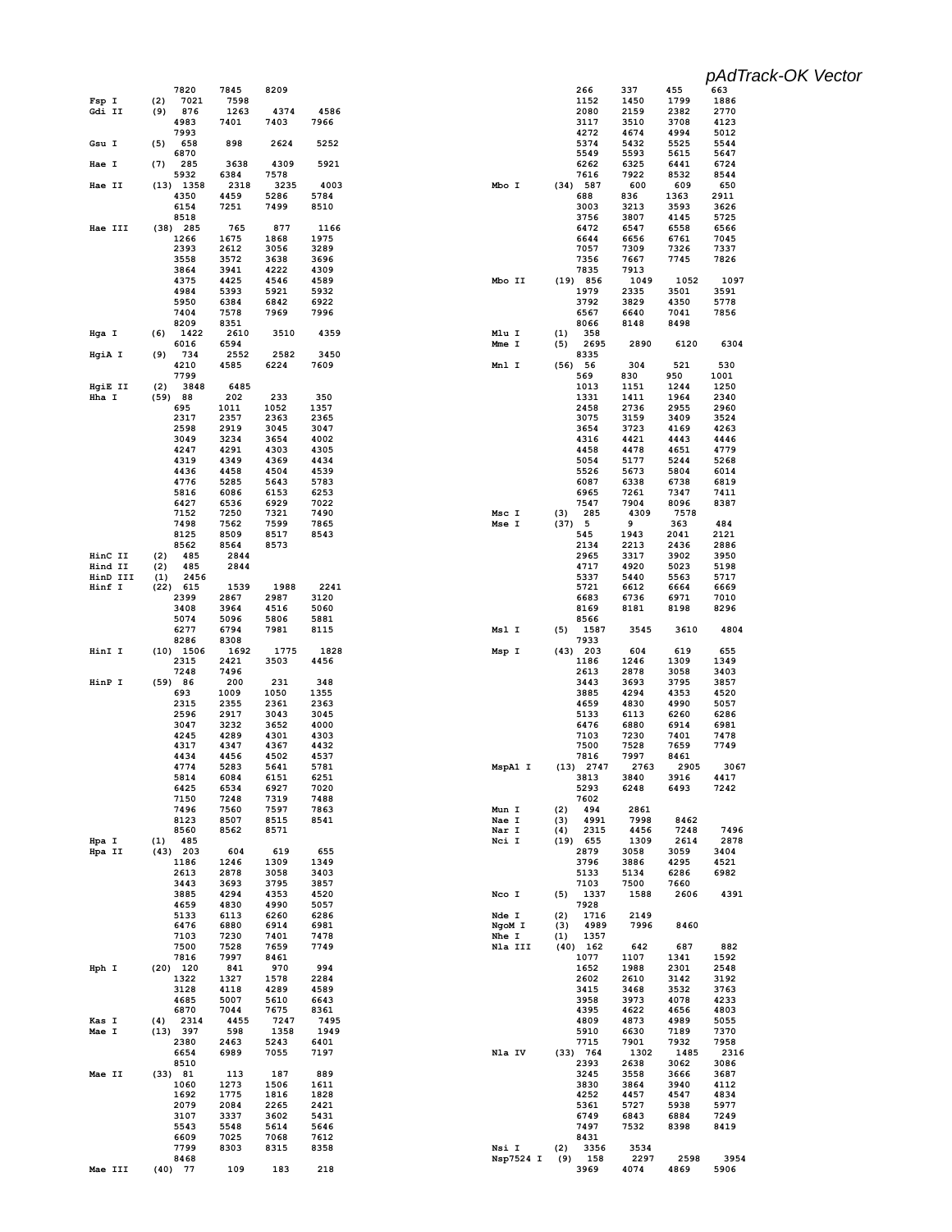*pAdTrack-OK Vector*

```
          7820   7845   8209
Fsp I     (2)  7021   7598
Gdi II    (9)  876    1263   4374   4586
          4983   7401   7403   7966
          7993
Gsu I     (5)  658    898    2624   5252
          6870
Hae I     (7)  285    3638   4309   5921
          5932   6384   7578
Hae II    (13) 1358   2318   3235   4003
          4350   4459   5286   5784
          6154   7251   7499   8510
          8518
Hae III   (38) 285    765    877    1166
          1266   1675   1868   1975
          2393   2612   3056   3289
          3558   3572   3638   3696
          3864   3941   4222   4309
          4375   4425   4546   4589
          4984   5393   5921   5932
          5950   6384   6842   6922
          7404   7578   7969   7996
          8209   8351
Hga I     (6)  1422   2610   3510   4359
          6016   6594
HgiA I    (9)  734    2552   2582   3450
          4210   4585   6224   7609
          7799
HgiE II   (2)  3848   6485
Hha I     (59) 88     202    233    350
          695    1011   1052   1357
          2317   2357   2363   2365
          2598   2919   3045   3047
          3049   3234   3654   4002
          4247   4291   4303   4305
          4319   4349   4369   4434
          4436   4458   4504   4539
          4776   5285   5643   5783
          5816   6086   6153   6253
          6427   6536   6929   7022
          7152   7250   7321   7490
          7498   7562   7599   7865
          8125   8509   8517   8543
          8562   8564   8573
HinC II   (2)  485    2844
Hind II   (2)  485    2844
HinD III  (1)  2456
Hinf I    (22) 615    1539   1988   2241
          2399   2867   2987   3120
          3408   3964   4516   5060
          5074   5096   5806   5881
          6277   6794   7981   8115
          8286   8308
HinI I    (10) 1506   1692   1775   1828
          2315   2421   3503   4456
          7248   7496
HinP I    (59) 86     200    231    348
          693    1009   1050   1355
          2315   2355   2361   2363
          2596   2917   3043   3045
          3047   3232   3652   4000
          4245   4289   4301   4303
          4317   4347   4367   4432
          4434   4456   4502   4537
          4774   5283   5641   5781
          5814   6084   6151   6251
          6425   6534   6927   7020
          7150   7248   7319   7488
          7496   7560   7597   7863
          8123   8507   8515   8541
          8560   8562   8571
Hpa I     (1)  485
Hpa II    (43) 203    604    619    655
          1186   1246   1309   1349
          2613   2878   3058   3403
          3443   3693   3795   3857
          3885   4294   4353   4520
          4659   4830   4990   5057
          5133   6113   6260   6286
          6476   6880   6914   6981
          7103   7230   7401   7478
          7500   7528   7659   7749
          7816   7997   8461
Hph I     (20) 120    841    970    994
          1322   1327   1578   2284
          3128   4118   4289   4589
          4685   5007   5610   6643
          6870   7044   7675   8361
Kas I     (4)  2314   4455   7247   7495
Mae I     (13) 397    598    1358   1949
          2380   2463   5243   6401
          6654   6989   7055   7197
          8510
Mae II    (33) 81     113    187    889
          1060   1273   1506   1611
          1692   1775   1816   1828
          2079   2084   2265   2421
          3107   3337   3602   5431
          5543   5548   5614   5646
          6609   7025   7068   7612
          7799   8303   8315   8358
          8468
Mae III   (40) 77     109    183    218
          266    337    455    663
          1152   1450   1799   1886
          2080   2159   2382   2770
          3117   3510   3708   4123
          4272   4674   4994   5012
          5374   5432   5525   5544
          5549   5593   5615   5647
          6262   6325   6441   6724
          7616   7922   8532   8544
Mbo I     (34) 587    600    609    650
          688    836    1363   2911
          3003   3213   3593   3626
          3756   3807   4145   5725
          6472   6547   6558   6566
          6644   6656   6761   7045
          7057   7309   7326   7337
          7356   7667   7745   7826
          7835   7913
Mbo II    (19) 856    1049   1052   1097
          1979   2335   3501   3591
          3792   3829   4350   5778
          6567   6640   7041   7856
          8066   8148   8498
Mlu I     (1)  358
Mme I     (5)  2695   2890   6120   6304
          8335
Mnl I     (56) 56     304    521    530
          569    830    950    1001
          1013   1151   1244   1250
          1331   1411   1964   2340
          2458   2736   2955   2960
          3075   3159   3409   3524
          3654   3723   4169   4263
          4316   4421   4443   4446
          4458   4478   4651   4779
          5054   5177   5244   5268
          5526   5673   5804   6014
          6087   6338   6738   6819
          6965   7261   7347   7411
          7547   7904   8096   8387
Msc I     (3)  285    4309   7578
Mse I     (37) 5      9      363    484
          545    1943   2041   2121
          2134   2213   2436   2886
          2965   3317   3902   3950
          4717   4920   5023   5198
          5337   5440   5563   5717
          5721   6612   6664   6669
          6683   6736   6971   7010
          8169   8181   8198   8296
          8566
Msl I     (5)  1587   3545   3610   4804
          7933
Msp I     (43) 203    604    619    655
          1186   1246   1309   1349
          2613   2878   3058   3403
          3443   3693   3795   3857
          3885   4294   4353   4520
          4659   4830   4990   5057
          5133   6113   6260   6286
          6476   6880   6914   6981
          7103   7230   7401   7478
          7500   7528   7659   7749
          7816   7997   8461
MspA1 I   (13) 2747   2763   2905   3067
          3813   3840   3916   4417
          5293   6248   6493   7242
          7602
Mun I     (2)  494    2861
Nae I     (3)  4991   7998   8462
Nar I     (4)  2315   4456   7248   7496
Nci I     (19) 655    1309   2614   2878
          2879   3058   3059   3404
          3796   3886   4295   4521
          5133   5134   6286   6982
          7103   7500   7660
Nco I     (5)  1337   1588   2606   4391
          7928
Nde I     (2)  1716   2149
NgoM I    (3)  4989   7996   8460
Nhe I     (1)  1357
Nla III   (40) 162    642    687    882
          1077   1107   1341   1592
          1652   1988   2301   2548
          2602   2610   3142   3192
          3415   3468   3532   3763
          3958   3973   4078   4233
          4395   4622   4656   4803
          4809   4873   4989   5055
          5910   6630   7189   7370
          7715   7901   7932   7958
Nla IV    (33) 764    1302   1485   2316
          2393   2638   3062   3086
          3245   3558   3666   3687
          3830   3864   3940   4112
          4252   4457   4547   4834
          5361   5727   5938   5977
          6749   6843   6884   7249
          7497   7532   8398   8419
          8431
Nsi I     (2)  3356   3534
Nsp7524 I (9)  158    2297   2598   3954
          3969   4074   4869   5906
```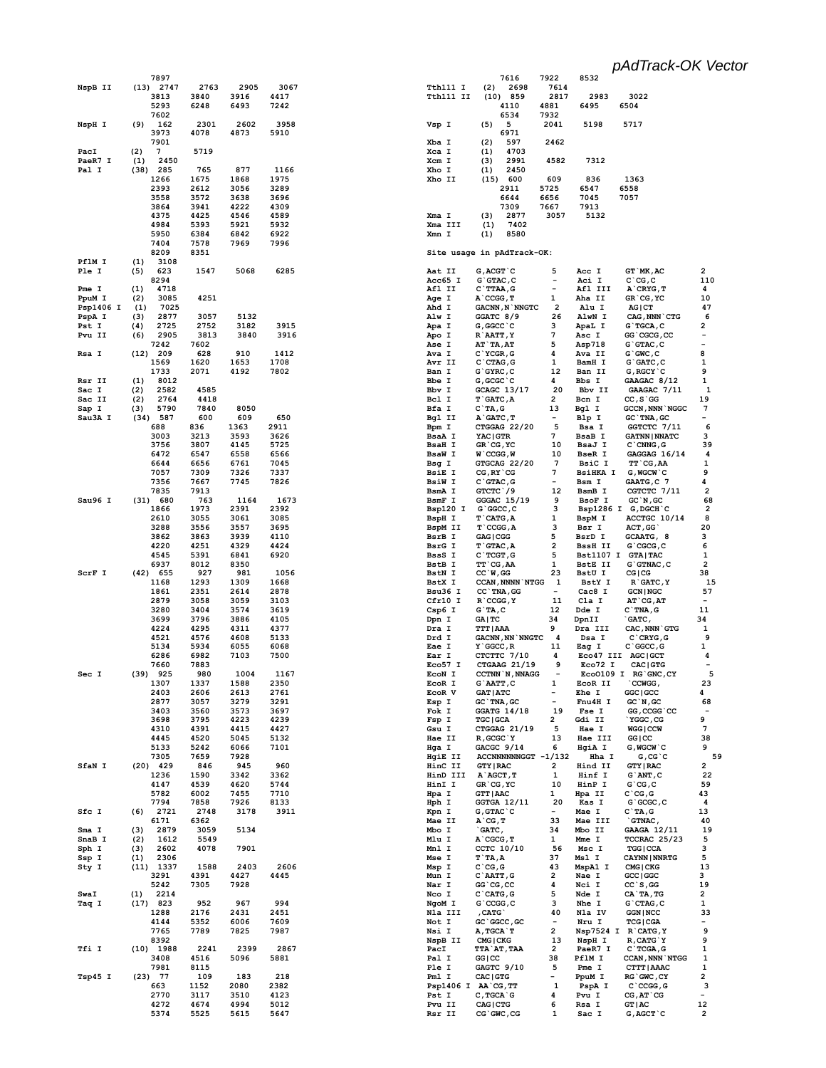# pAdTrack-OK Vector

```
               7897
NspB II     (13) 2747    2763    2905    3067
                 3813    3840    3916    4417
                 5293    6248    6493    7242
                 7602
NspH I      (9)  162     2301    2602    3958
                 3973    4078    4873    5910
                 7901
PacI        (2)  7       5719
PaeR7 I     (1)  2450
Pal I       (38) 285     765     877     1166
                 1266    1675    1868    1975
                 2393    2612    3056    3289
                 3558    3572    3638    3696
                 3864    3941    4222    4309
                 4375    4425    4546    4589
                 4984    5393    5921    5932
                 5950    6384    6842    6922
                 7404    7578    7969    7996
                 8209    8351
PflM I      (1)  3108
Ple I       (5)  623     1547    5068    6285
                 8294
Pme I       (1)  4718
PpuM I      (2)  3085    4251
Psp1406 I   (1)  7025
PspA I      (3)  2877    3057    5132
Pst I       (4)  2725    2752    3182    3915
Pvu II      (6)  2905    3813    3840    3916
                 7242    7602
Rsa I       (12) 209     628     910     1412
                 1569    1620    1653    1708
                 1733    2071    4192    7802
Rsr II      (1)  8012
Sac I       (2)  2582    4585
Sac II      (2)  2764    4418
Sap I       (3)  5790    7840    8050
Sau3A I     (34) 587     600     609     650
                 688     836     1363    2911
                 3003    3213    3593    3626
                 3756    3807    4145    5725
                 6472    6547    6558    6566
                 6644    6656    6761    7045
                 7057    7309    7326    7337
                 7356    7667    7745    7826
                 7835    7913
Sau96 I     (31) 680     763     1164    1673
                 1866    1973    2391    2392
                 2610    3055    3061    3085
                 3288    3556    3557    3695
                 3862    3863    3939    4110
                 4220    4251    4329    4424
                 4545    5391    6841    6920
                 6937    8012    8350
ScrF I      (42) 655     927     981     1056
                 1168    1293    1309    1668
                 1861    2351    2614    2878
                 2879    3058    3059    3103
                 3280    3404    3574    3619
                 3699    3796    3886    4105
                 4224    4295    4311    4377
                 4521    4576    4608    5133
                 5134    5934    6055    6068
                 6286    6982    7103    7500
                 7660    7883
Sec I       (39) 925     980     1004    1167
                 1307    1337    1588    2350
                 2403    2606    2613    2761
                 2877    3057    3279    3291
                 3403    3560    3573    3697
                 3698    3795    4223    4239
                 4310    4391    4415    4427
                 4445    4520    5045    5132
                 5133    5242    6066    7101
                 7305    7659    7928
SfaN I      (20) 429     846     945     960
                 1236    1590    3342    3362
                 4147    4539    4620    5744
                 5782    6002    7455    7710
                 7794    7858    7926    8133
Sfc I       (6)  2721    2748    3178    3911
                 6171    6362
Sma I       (3)  2879    3059    5134
SnaB I      (2)  1612    5549
Sph I       (3)  2602    4078    7901
Ssp I       (1)  2306
Sty I       (11) 1337    1588    2403    2606
                 3291    4391    4427    4445
                 5242    7305    7928
SwaI        (1)  2214
Taq I       (17) 823     952     967     994
                 1288    2176    2431    2451
                 4144    5352    6006    7609
                 7765    7789    7825    7987
                 8392
Tfi I       (10) 1988    2241    2399    2867
                 3408    4516    5096    5881
                 7981    8115
Tsp45 I     (23) 77      109     183     218
                 663     1152    2080    2382
                 2770    3117    3510    4123
                 4272    4674    4994    5012
                 5374    5525    5615    5647
                 7616    7922    8532
Tth111 I    (2)  2698    7614
Tth111 II   (10) 859     2817    2983    3022
                 4110    4881    6495    6504
                 6534    7932
Vsp I       (5)  5       2041    5198    5717
                 6971
Xba I       (2)  597     2462
Xca I       (1)  4703
Xcm I       (3)  2991    4582    7312
Xho I       (1)  2450
Xho II      (15) 600     609     836     1363
                 2911    5725    6547    6558
                 6644    6656    7045    7057
                 7309    7667    7913
Xma I       (3)  2877    3057    5132
Xma III     (1)  7402
Xmn I       (1)  8580
```

Site usage in pAdTrack-OK:

```
Aat II     G,ACGT`C          5     Acc I      GT`MK,AC          2
Acc65 I    G`GTAC,C          -     Aci I      C`CG,C            110
Afl II     C`TTAA,G          -     Afl III    A`CRYG,T          4
Age I      A`CCGG,T          1     Aha II     GR`CG,YC          10
Ahd I      GACNN,N`NNGTC     2     Alu I      AG|CT             47
Alw I      GGATC 8/9         26    AlwN I     CAG,NNN`CTG       6
Apa I      G,GGCC`C          3     ApaL I     G`TGCA,C          2
Apo I      R`AATT,Y          7     Asc I      GG`CGCG,CC        -
Ase I      AT`TA,AT          5     Asp718     G`GTAC,C          -
Ava I      C`YCGR,G          4     Ava II     G`GWC,C           8
Avr II     C`CTAG,G          1     BamH I     G`GATC,C          1
Ban I      G`GYRC,C          12    Ban II     G,RGCY`C          9
Bbe I      G,GCGC`C          4     Bbs I      GAAGAC 8/12       1
Bbv I      GCAGC 13/17       20    Bbv II     GAAGAC 7/11       1
Bcl I      T`GATC,A          2     Bcn I      CC,S`GG           19
Bfa I      C`TA,G            13    Bgl I      GCCN,NNN`NGGC     7
Bgl II     A`GATC,T          -     Blp I      GC`TNA,GC         -
Bpm I      CTGGAG 22/20      5     Bsa I      GGTCTC 7/11       6
BsaA I     YAC|GTR           7     BsaB I     GATNN|NNATC       3
BsaH I     GR`CG,YC          10    BsaJ I     C`CNNG,G          39
BsaW I     W`CCGG,W          10    BseR I     GAGGAG 16/14      4
Bsg I      GTGCAG 22/20      7     BsiC I     TT`CG,AA          1
BsiE I     CG,RY`CG          7     BsiHKA I   G,WGCW`C          9
BsiW I     C`GTAC,G          -     Bsm I      GAATG,C 7         4
BsmA I     GTCTC`/9          12    BsmB I     CGTCTC 7/11       2
BsmF I     GGGAC 15/19       9     BsoF I     GC`N,GC           68
Bsp120 I   G`GGCC,C          3     Bsp1286 I  G,DGCH`C          2
BspH I     T`CATG,A          1     BspM I     ACCTGC 10/14      8
BspM II    T`CCGG,A          3     Bsr I      ACT,GG`           20
BsrB I     GAG|CGG           5     BsrD I     GCAATG, 8         3
BsrG I     T`GTAC,A          2     BssH II    G`CGCG,C          6
BssS I     C`TCGT,G          5     Bst1107 I  GTA|TAC           1
BstB I     TT`CG,AA          1     BstE II    G`GTNAC,C         2
BstN I     CC`W,GG           23    BstU I     CG|CG             38
BstX I     CCAN,NNNN`NTGG    1     BstY I     R`GATC,Y          15
Bsu36 I    CC`TNA,GG         -     Cac8 I     GCN|NGC           57
Cfr10 I    R`CCGG,Y          11    Cla I      AT`CG,AT          -
Csp6 I     G`TA,C            12    Dde I      C`TNA,G           11
Dpn I      GA|TC             34    DpnII      `GATC,            34
Dra I      TTT|AAA           9     Dra III    CAC,NNN`GTG       1
Drd I      GACNN,NN`NNGTC    4     Dsa I      C`CRYG,G          9
Eae I      Y`GGCC,R          11    Eag I      C`GGCC,G          1
Ear I      CTCTTC 7/10       4     Eco47 III  AGC|GCT           4
Eco57 I    CTGAAG 21/19      9     Eco72 I    CAC|GTG           -
EcoN I     CCTNN`N,NNAGG     -     EcoO109 I  RG`GNC,CY         5
EcoR I     G`AATT,C          1     EcoR II    `CCWGG,           23
EcoR V     GAT|ATC           -     Ehe I      GGC|GCC           4
Esp I      GC`TNA,GC         -     Fnu4H I    GC`N,GC           68
Fok I      GGATG 14/18       19    Fse I      GG,CCGG`CC        -
Fsp I      TGC|GCA           2     Gdi II     `YGGC,CG          9
Gsu I      CTGGAG 21/19      5     Hae I      WGG|CCW           7
Hae II     R,GCGC`Y          13    Hae III    GG|CC             38
Hga I      GACGC 9/14        6     HgiA I     G,WGCW`C          9
HgiE II    ACCNNNNNNGGT -1/132     Hha I      G,CG`C            59
HinC II    GTY|RAC           2     Hind II    GTY|RAC           2
HinD III   A`AGCT,T          1     Hinf I     G`ANT,C           22
HinI I     GR`CG,YC          10    HinP I     G`CG,C            59
Hpa I      GTT|AAC           1     Hpa II     C`CG,G            43
Hph I      GGTGA 12/11       20    Kas I      G`GCGC,C          4
Kpn I      G,GTAC`C          -     Mae I      C`TA,G            13
Mae II     A`CG,T            33    Mae III    `GTNAC,           40
Mbo I      `GATC,            34    Mbo II     GAAGA 12/11       19
Mlu I      A`CGCG,T          1     Mme I      TCCRAC 25/23      5
Mnl I      CCTC 10/10        56    Msc I      TGG|CCA           3
Mse I      T`TA,A            37    Msl I      CAYNN|NNRTG       5
Msp I      C`CG,G            43    MspA1 I    CMG|CKG           13
Mun I      C`AATT,G          2     Nae I      GCC|GGC           3
Nar I      GG`CG,CC          4     Nci I      CC`S,GG           19
Nco I      C`CATG,G          5     Nde I      CA`TA,TG          2
NgoM I     G`CCGG,C          3     Nhe I      G`CTAG,C          1
Nla III    ,CATG`            40    Nla IV     GGN|NCC           33
Not I      GC`GGCC,GC        -     Nru I      TCG|CGA           -
Nsi I      A,TGCA`T          2     Nsp7524 I  R`CATG,Y          9
NspB II    CMG|CKG           13    NspH I     R,CATG`Y          9
PacI       TTA`AT,TAA        2     PaeR7 I    C`TCGA,G          1
Pal I      GG|CC             38    PflM I     CCAN,NNN`NTGG     1
Ple I      GAGTC 9/10        5     Pme I      CTTT|AAAC         1
Pml I      CAC|GTG           -     PpuM I     RG`GWC,CY         2
Psp1406 I  AA`CG,TT          1     PspA I     C`CCGG,G          3
Pst I      C,TGCA`G          4     Pvu I      CG,AT`CG          -
Pvu II     CAG|CTG           6     Rsa I      GT|AC             12
Rsr II     CG`GWC,CG         1     Sac I      G,AGCT`C          2
```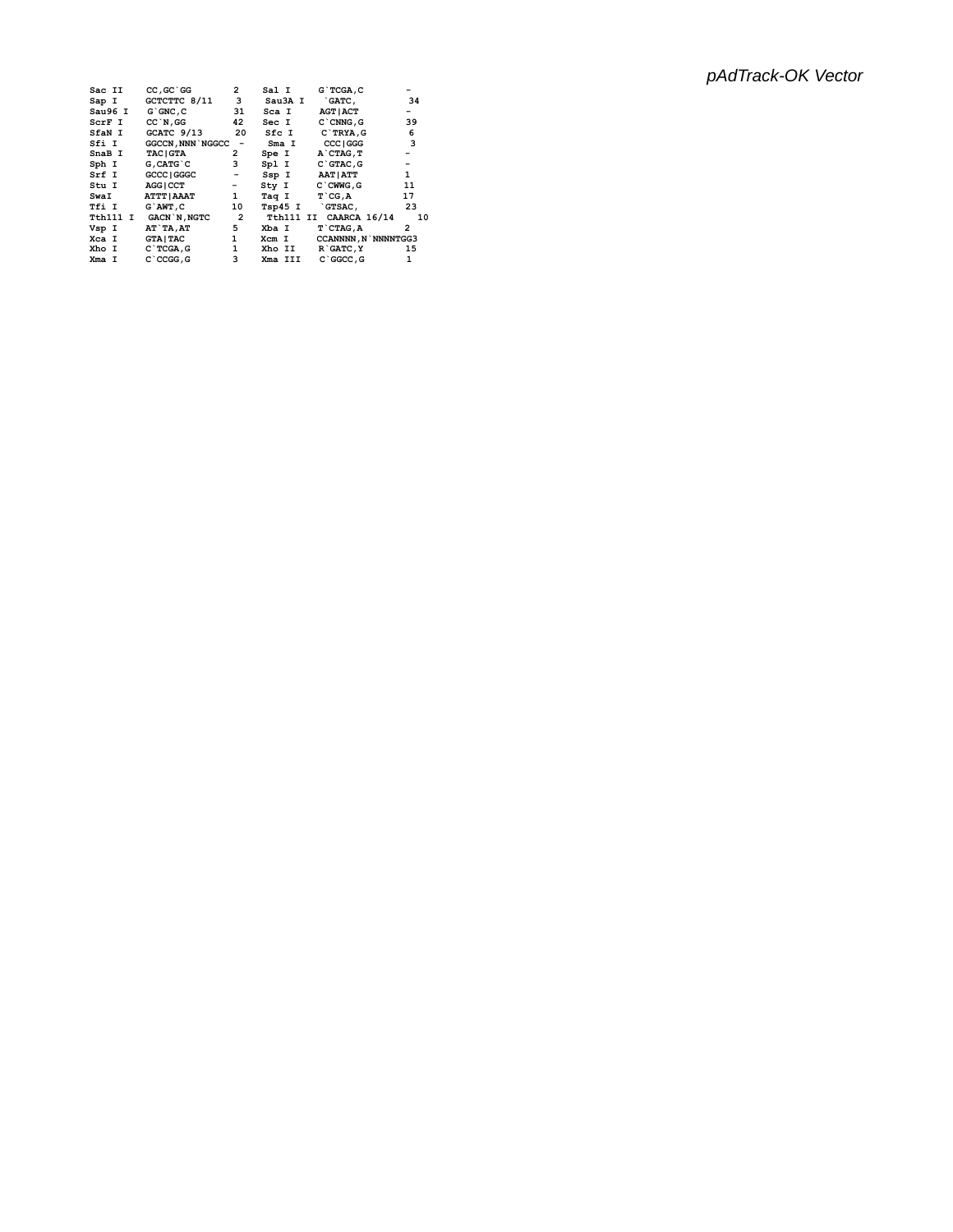| | | | | | |
|---|---|---|---|---|---|
| Sac II | CC,GC`GG | 2 | Sal I | G`TCGA,C | - |
| Sap I | GCTCTTC 8/11 | 3 | Sau3A I | `GATC, | 34 |
| Sau96 I | G`GNC,C | 31 | Sca I | AGT\|ACT | - |
| ScrF I | CC`N,GG | 42 | Sec I | C`CNNG,G | 39 |
| SfaN I | GCATC 9/13 | 20 | Sfc I | C`TRYA,G | 6 |
| Sfi I | GGCCN,NNN`NGGCC | - | Sma I | CCC\|GGG | 3 |
| SnaB I | TAC\|GTA | 2 | Spe I | A`CTAG,T | - |
| Sph I | G,CATG`C | 3 | Spl I | C`GTAC,G | - |
| Srf I | GCCC\|GGGC | - | Ssp I | AAT\|ATT | 1 |
| Stu I | AGG\|CCT | - | Sty I | C`CWWG,G | 11 |
| SwaI | ATTT\|AAAT | 1 | Taq I | T`CG,A | 17 |
| Tfi I | G`AWT,C | 10 | Tsp45 I | `GTSAC, | 23 |
| Tth111 I | GACN`N,NGTC | 2 | Tth111 II | CAARCA 16/14 | 10 |
| Vsp I | AT`TA,AT | 5 | Xba I | T`CTAG,A | 2 |
| Xca I | GTA\|TAC | 1 | Xcm I | CCANNNN,N`NNNNTGG | 3 |
| Xho I | C`TCGA,G | 1 | Xho II | R`GATC,Y | 15 |
| Xma I | C`CCGG,G | 3 | Xma III | C`GGCC,G | 1 |